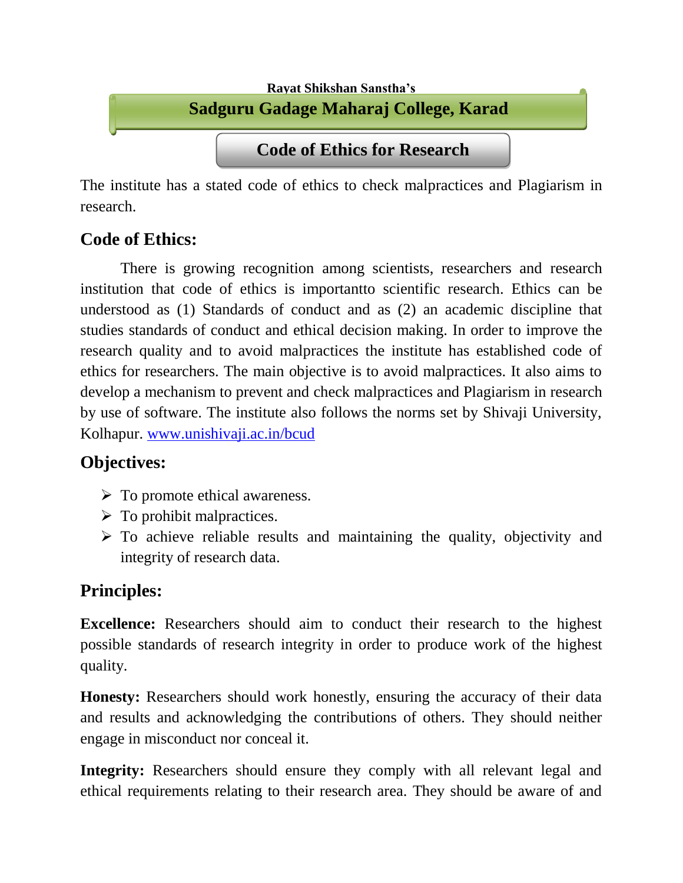Rayat Shikshan Sanstha's

# Sadguru Gadage Maharaj College, Karad

## Code of Ethics for Research

The institute has a stated code of ethics to check malpractices and Plagiarism in research.

### Code of Ethics:

There is growing recognition among scientists, researchers and research institution that code of ethics is importantto scientific research. Ethics can be understood as (1) Standards of conduct and as (2) an academic discipline that studies standards of conduct and ethical decision making. In order to improve the research quality and to avoid malpractices the institute has established code of ethics for researchers. The main objective is to avoid malpractices. It also aims to develop a mechanism to prevent and check malpractices and Plagiarism in research by use of software. The institute also follows the norms set by Shivaji University, Kolhapur. [www.unishivaji.ac.in/bcud](www.unishivaji.ac.in/bcud)

### Objectives:

- To promote ethical awareness.
- To prohibit malpractices.
- To achieve reliable results and maintaining the quality, objectivity and integrity of research data.

### Principles:

**Excellence:** Researchers should aim to conduct their research to the highest possible standards of research integrity in order to produce work of the highest quality.

**Honesty:** Researchers should work honestly, ensuring the accuracy of their data and results and acknowledging the contributions of others. They should neither engage in misconduct nor conceal it.

**Integrity:** Researchers should ensure they comply with all relevant legal and ethical requirements relating to their research area. They should be aware of and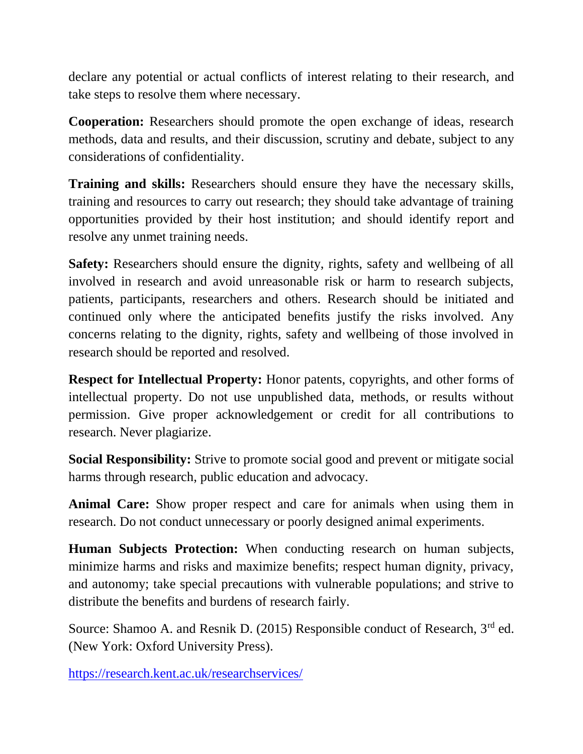declare any potential or actual conflicts of interest relating to their research, and take steps to resolve them where necessary.

**Cooperation:** Researchers should promote the open exchange of ideas, research methods, data and results, and their discussion, scrutiny and debate, subject to any considerations of confidentiality.

**Training and skills:** Researchers should ensure they have the necessary skills, training and resources to carry out research; they should take advantage of training opportunities provided by their host institution; and should identify report and resolve any unmet training needs.

**Safety:** Researchers should ensure the dignity, rights, safety and wellbeing of all involved in research and avoid unreasonable risk or harm to research subjects, patients, participants, researchers and others. Research should be initiated and continued only where the anticipated benefits justify the risks involved. Any concerns relating to the dignity, rights, safety and wellbeing of those involved in research should be reported and resolved.

**Respect for Intellectual Property:** Honor patents, copyrights, and other forms of intellectual property. Do not use unpublished data, methods, or results without permission. Give proper acknowledgement or credit for all contributions to research. Never plagiarize.

**Social Responsibility:** Strive to promote social good and prevent or mitigate social harms through research, public education and advocacy.

**Animal Care:** Show proper respect and care for animals when using them in research. Do not conduct unnecessary or poorly designed animal experiments.

**Human Subjects Protection:** When conducting research on human subjects, minimize harms and risks and maximize benefits; respect human dignity, privacy, and autonomy; take special precautions with vulnerable populations; and strive to distribute the benefits and burdens of research fairly.

Source: Shamoo A. and Resnik D. (2015) Responsible conduct of Research, 3rd ed. (New York: Oxford University Press).

https://research.kent.ac.uk/researchservices/